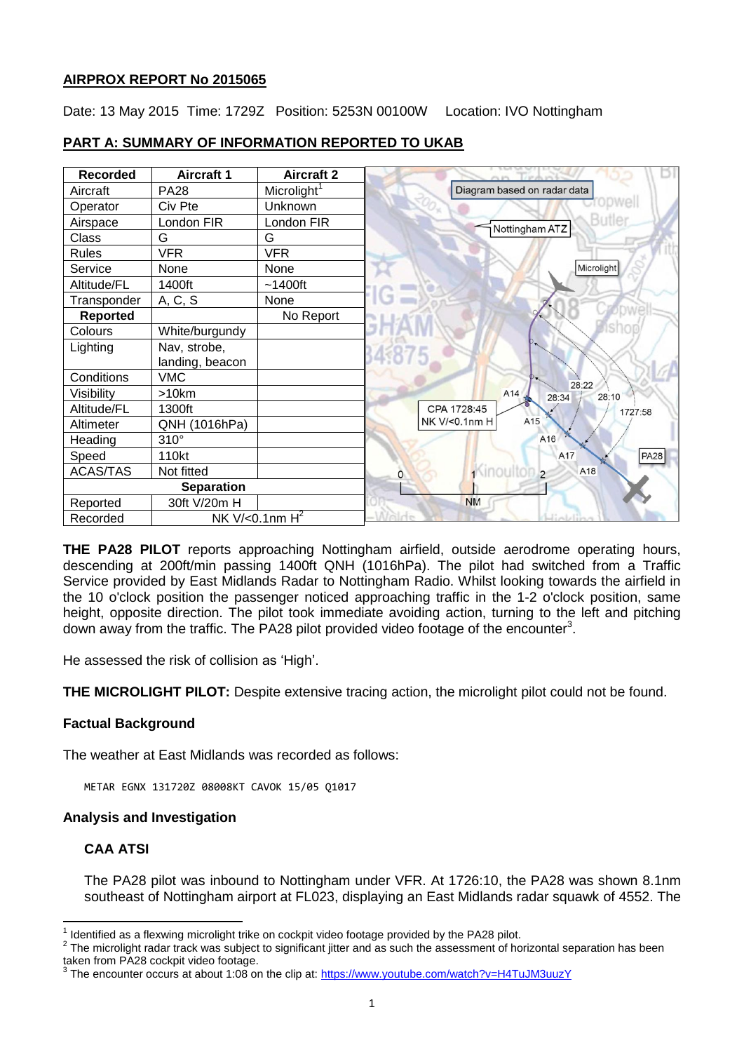**AIRPROX REPORT No 2015065**

Date: 13 May 2015 Time: 1729Z Position: 5253N 00100W Location: IVO Nottingham

**PART A: SUMMARY OF INFORMATION REPORTED TO UKAB**

| Recorded | Aircraft 1 | Aircraft 2 |
|---|---|---|
| Aircraft | PA28 | Microlight[1] |
| Operator | Civ Pte | Unknown |
| Airspace | London FIR | London FIR |
| Class | G | G |
| Rules | VFR | VFR |
| Service | None | None |
| Altitude/FL | 1400ft | ~1400ft |
| Transponder | A, C, S | None |
| **Reported** | | No Report |
| Colours | White/burgundy | |
| Lighting | Nav, strobe, landing, beacon | |
| Conditions | VMC | |
| Visibility | >10km | |
| Altitude/FL | 1300ft | |
| Altimeter | QNH (1016hPa) | |
| Heading | 310° | |
| Speed | 110kt | |
| ACAS/TAS | Not fitted | |
| **Separation** | | |
| Reported | 30ft V/20m H | |
| Recorded | NK V/<0.1nm H[2] | |

Diagram based on radar data

**THE PA28 PILOT** reports approaching Nottingham airfield, outside aerodrome operating hours, descending at 200ft/min passing 1400ft QNH (1016hPa). The pilot had switched from a Traffic Service provided by East Midlands Radar to Nottingham Radio. Whilst looking towards the airfield in the 10 o'clock position the passenger noticed approaching traffic in the 1-2 o'clock position, same height, opposite direction. The pilot took immediate avoiding action, turning to the left and pitching down away from the traffic. The PA28 pilot provided video footage of the encounter[3].

He assessed the risk of collision as 'High'.

**THE MICROLIGHT PILOT:** Despite extensive tracing action, the microlight pilot could not be found.

### Factual Background

The weather at East Midlands was recorded as follows:

```
METAR EGNX 131720Z 08008KT CAVOK 15/05 Q1017
```

### Analysis and Investigation

#### CAA ATSI

The PA28 pilot was inbound to Nottingham under VFR. At 1726:10, the PA28 was shown 8.1nm southeast of Nottingham airport at FL023, displaying an East Midlands radar squawk of 4552. The

[1] Identified as a flexwing microlight trike on cockpit video footage provided by the PA28 pilot.
[2] The microlight radar track was subject to significant jitter and as such the assessment of horizontal separation has been taken from PA28 cockpit video footage.
[3] The encounter occurs at about 1:08 on the clip at: https://www.youtube.com/watch?v=H4TuJM3uuzY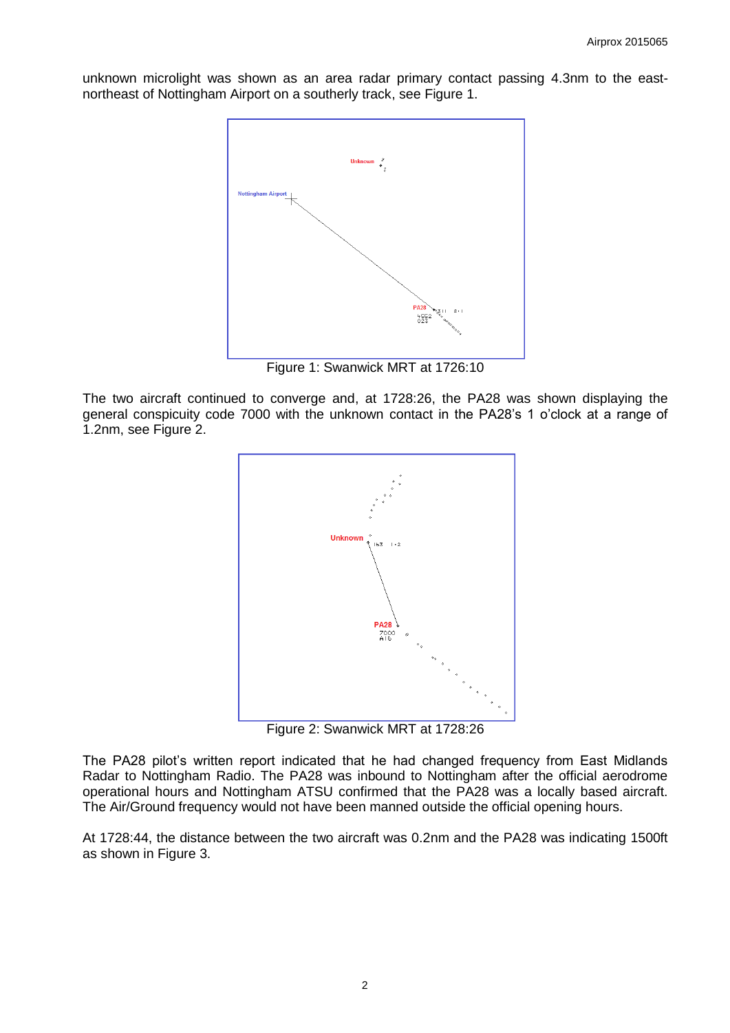unknown microlight was shown as an area radar primary contact passing 4.3nm to the east-northeast of Nottingham Airport on a southerly track, see Figure 1.

Figure 1: Swanwick MRT at 1726:10

The two aircraft continued to converge and, at 1728:26, the PA28 was shown displaying the general conspicuity code 7000 with the unknown contact in the PA28's 1 o'clock at a range of 1.2nm, see Figure 2.

Figure 2: Swanwick MRT at 1728:26

The PA28 pilot's written report indicated that he had changed frequency from East Midlands Radar to Nottingham Radio. The PA28 was inbound to Nottingham after the official aerodrome operational hours and Nottingham ATSU confirmed that the PA28 was a locally based aircraft. The Air/Ground frequency would not have been manned outside the official opening hours.

At 1728:44, the distance between the two aircraft was 0.2nm and the PA28 was indicating 1500ft as shown in Figure 3.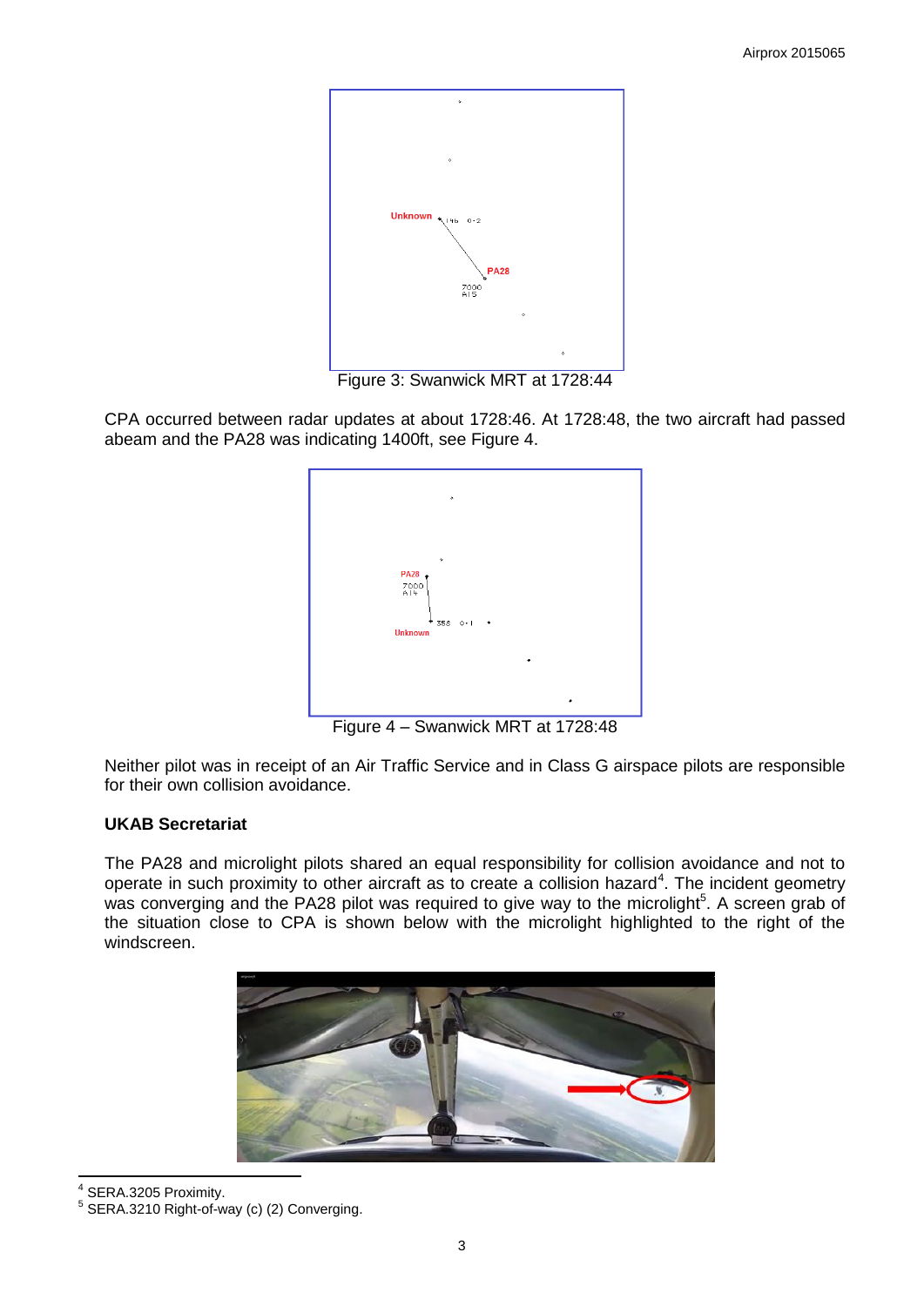Figure 3: Swanwick MRT at 1728:44

CPA occurred between radar updates at about 1728:46. At 1728:48, the two aircraft had passed abeam and the PA28 was indicating 1400ft, see Figure 4.

Figure 4 – Swanwick MRT at 1728:48

Neither pilot was in receipt of an Air Traffic Service and in Class G airspace pilots are responsible for their own collision avoidance.

### UKAB Secretariat

The PA28 and microlight pilots shared an equal responsibility for collision avoidance and not to operate in such proximity to other aircraft as to create a collision hazard[4]. The incident geometry was converging and the PA28 pilot was required to give way to the microlight[5]. A screen grab of the situation close to CPA is shown below with the microlight highlighted to the right of the windscreen.

---

[4] SERA.3205 Proximity.

[5] SERA.3210 Right-of-way (c) (2) Converging.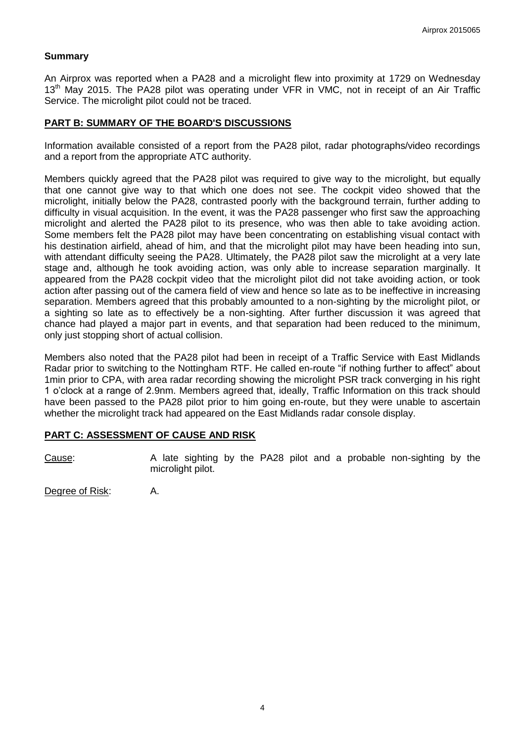**Summary**

An Airprox was reported when a PA28 and a microlight flew into proximity at 1729 on Wednesday 13th May 2015. The PA28 pilot was operating under VFR in VMC, not in receipt of an Air Traffic Service. The microlight pilot could not be traced.

**PART B: SUMMARY OF THE BOARD'S DISCUSSIONS**

Information available consisted of a report from the PA28 pilot, radar photographs/video recordings and a report from the appropriate ATC authority.

Members quickly agreed that the PA28 pilot was required to give way to the microlight, but equally that one cannot give way to that which one does not see. The cockpit video showed that the microlight, initially below the PA28, contrasted poorly with the background terrain, further adding to difficulty in visual acquisition. In the event, it was the PA28 passenger who first saw the approaching microlight and alerted the PA28 pilot to its presence, who was then able to take avoiding action. Some members felt the PA28 pilot may have been concentrating on establishing visual contact with his destination airfield, ahead of him, and that the microlight pilot may have been heading into sun, with attendant difficulty seeing the PA28. Ultimately, the PA28 pilot saw the microlight at a very late stage and, although he took avoiding action, was only able to increase separation marginally. It appeared from the PA28 cockpit video that the microlight pilot did not take avoiding action, or took action after passing out of the camera field of view and hence so late as to be ineffective in increasing separation. Members agreed that this probably amounted to a non-sighting by the microlight pilot, or a sighting so late as to effectively be a non-sighting. After further discussion it was agreed that chance had played a major part in events, and that separation had been reduced to the minimum, only just stopping short of actual collision.

Members also noted that the PA28 pilot had been in receipt of a Traffic Service with East Midlands Radar prior to switching to the Nottingham RTF. He called en-route "if nothing further to affect" about 1min prior to CPA, with area radar recording showing the microlight PSR track converging in his right 1 o'clock at a range of 2.9nm. Members agreed that, ideally, Traffic Information on this track should have been passed to the PA28 pilot prior to him going en-route, but they were unable to ascertain whether the microlight track had appeared on the East Midlands radar console display.

**PART C: ASSESSMENT OF CAUSE AND RISK**

Cause: A late sighting by the PA28 pilot and a probable non-sighting by the microlight pilot.

Degree of Risk: A.